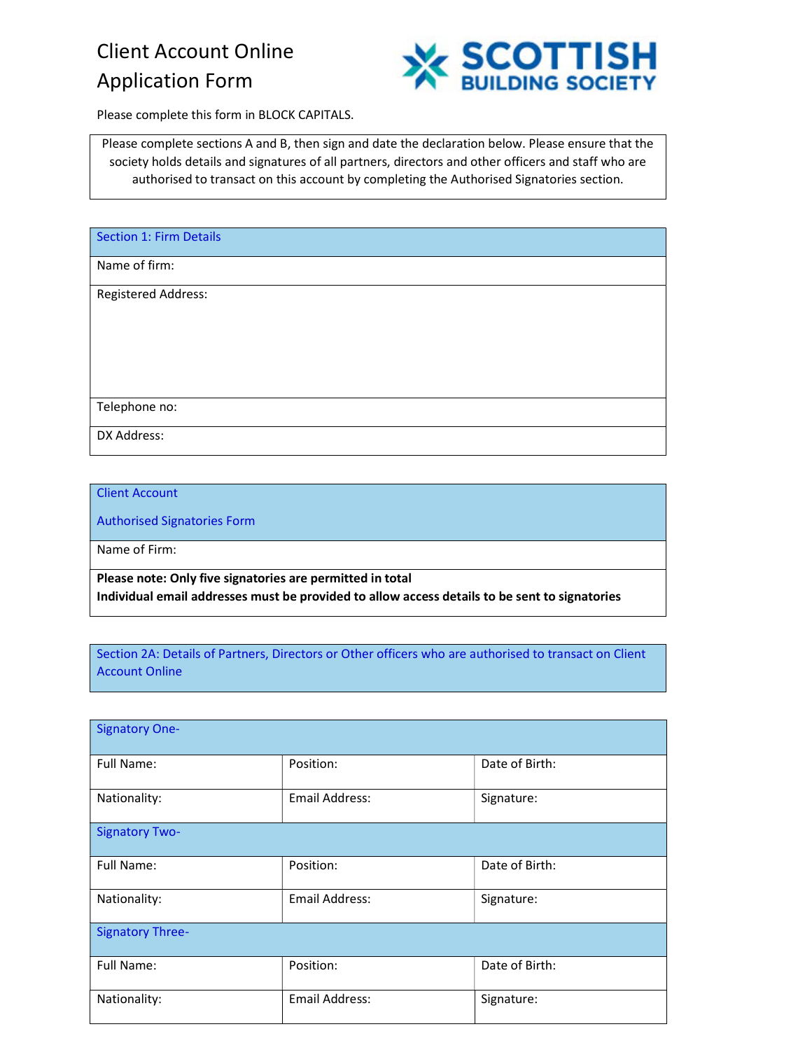# Client Account Online Application Form

SCOTTISH BUILDING SOCIETY

Please complete this form in BLOCK CAPITALS.

Please complete sections A and B, then sign and date the declaration below. Please ensure that the society holds details and signatures of all partners, directors and other officers and staff who are authorised to transact on this account by completing the Authorised Signatories section.

| Section 1: Firm Details |
|---|
| Name of firm: |
| Registered Address: |
| Telephone no: |
| DX Address: |

| Client Account<br>Authorised Signatories Form |
|---|
| Name of Firm: |
| **Please note: Only five signatories are permitted in total**<br>**Individual email addresses must be provided to allow access details to be sent to signatories** |

| Section 2A: Details of Partners, Directors or Other officers who are authorised to transact on Client Account Online |
|---|

| Signatory One- | | |
|---|---|---|
| Full Name: | Position: | Date of Birth: |
| Nationality: | Email Address: | Signature: |
| **Signatory Two-** | | |
| Full Name: | Position: | Date of Birth: |
| Nationality: | Email Address: | Signature: |
| **Signatory Three-** | | |
| Full Name: | Position: | Date of Birth: |
| Nationality: | Email Address: | Signature: |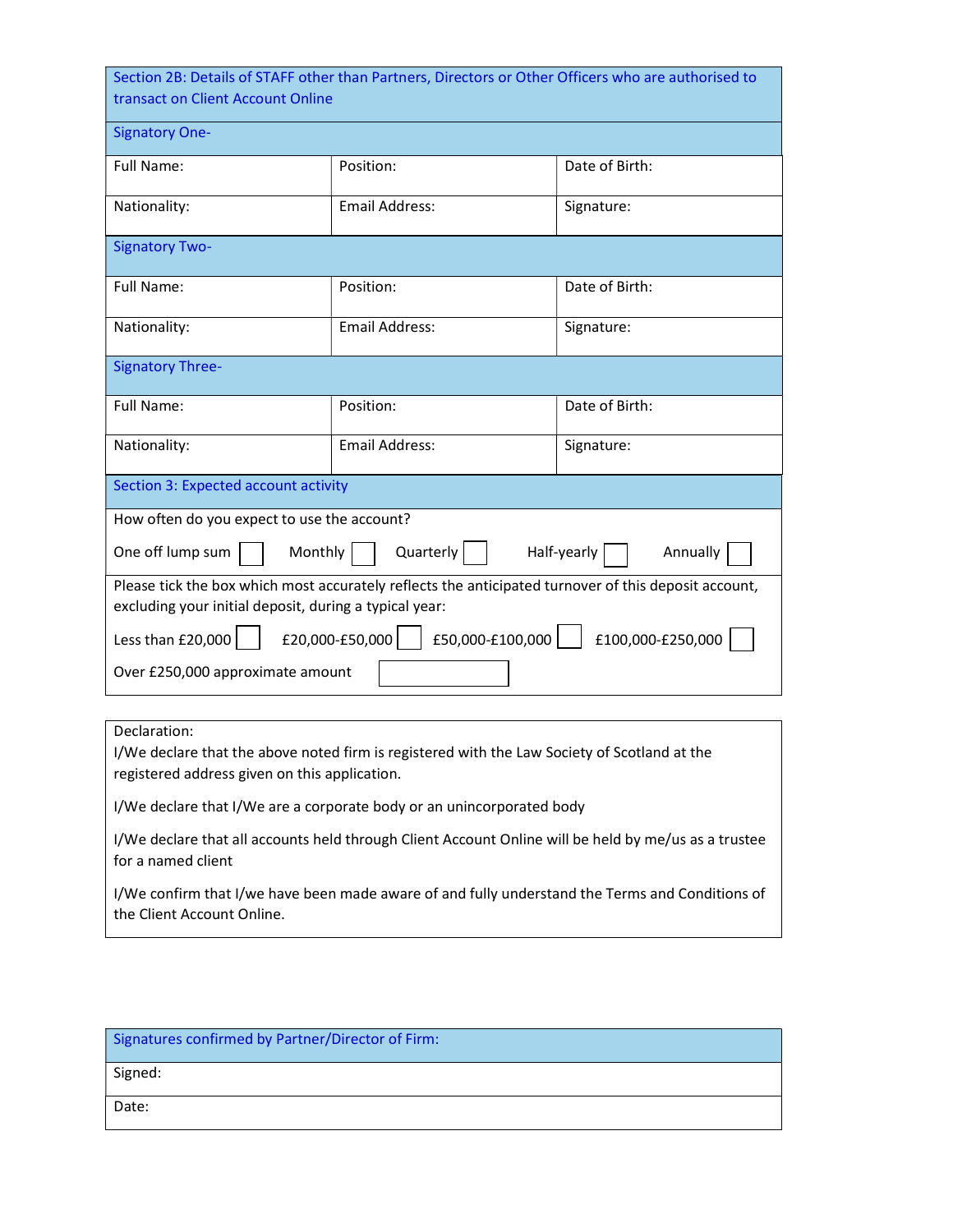## Section 2B: Details of STAFF other than Partners, Directors or Other Officers who are authorised to transact on Client Account Online

**Signatory One-**

| Full Name: | Position: | Date of Birth: |
| --- | --- | --- |
| Nationality: | Email Address: | Signature: |

**Signatory Two-**

| Full Name: | Position: | Date of Birth: |
| --- | --- | --- |
| Nationality: | Email Address: | Signature: |

**Signatory Three-**

| Full Name: | Position: | Date of Birth: |
| --- | --- | --- |
| Nationality: | Email Address: | Signature: |

## Section 3: Expected account activity

How often do you expect to use the account?

One off lump sum ☐ Monthly ☐ Quarterly ☐ Half-yearly ☐ Annually ☐

Please tick the box which most accurately reflects the anticipated turnover of this deposit account, excluding your initial deposit, during a typical year:

Less than £20,000 ☐ £20,000-£50,000 ☐ £50,000-£100,000 ☐ £100,000-£250,000 ☐

Over £250,000 approximate amount ____________

Declaration:

I/We declare that the above noted firm is registered with the Law Society of Scotland at the registered address given on this application.

I/We declare that I/We are a corporate body or an unincorporated body

I/We declare that all accounts held through Client Account Online will be held by me/us as a trustee for a named client

I/We confirm that I/we have been made aware of and fully understand the Terms and Conditions of the Client Account Online.

**Signatures confirmed by Partner/Director of Firm:**

Signed:

Date: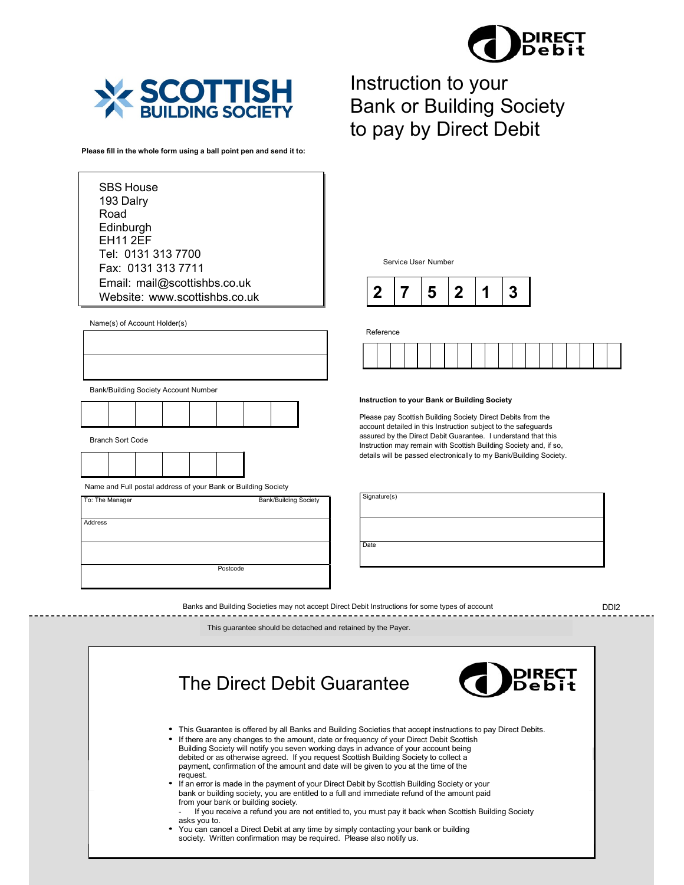# Instruction to your Bank or Building Society to pay by Direct Debit

**Please fill in the whole form using a ball point pen and send it to:**

SBS House
193 Dalry
Road
Edinburgh
EH11 2EF
Tel: 0131 313 7700
Fax: 0131 313 7711
Email: mail@scottishbs.co.uk
Website: www.scottishbs.co.uk

Service User Number

| | | | | | |
|---|---|---|---|---|---|
| 2 | 7 | 5 | 2 | 1 | 3 |

Name(s) of Account Holder(s)

Reference

Bank/Building Society Account Number

Branch Sort Code

**Instruction to your Bank or Building Society**

Please pay Scottish Building Society Direct Debits from the account detailed in this Instruction subject to the safeguards assured by the Direct Debit Guarantee. I understand that this Instruction may remain with Scottish Building Society and, if so, details will be passed electronically to my Bank/Building Society.

Name and Full postal address of your Bank or Building Society

To: The Manager Bank/Building Society

Address

Postcode

Signature(s)

Date

Banks and Building Societies may not accept Direct Debit Instructions for some types of account

DDI2

This guarantee should be detached and retained by the Payer.

## The Direct Debit Guarantee

- This Guarantee is offered by all Banks and Building Societies that accept instructions to pay Direct Debits.
- If there are any changes to the amount, date or frequency of your Direct Debit Scottish Building Society will notify you seven working days in advance of your account being debited or as otherwise agreed. If you request Scottish Building Society to collect a payment, confirmation of the amount and date will be given to you at the time of the request.
- If an error is made in the payment of your Direct Debit by Scottish Building Society or your bank or building society, you are entitled to a full and immediate refund of the amount paid from your bank or building society.
  - If you receive a refund you are not entitled to, you must pay it back when Scottish Building Society asks you to.
- You can cancel a Direct Debit at any time by simply contacting your bank or building society. Written confirmation may be required. Please also notify us.